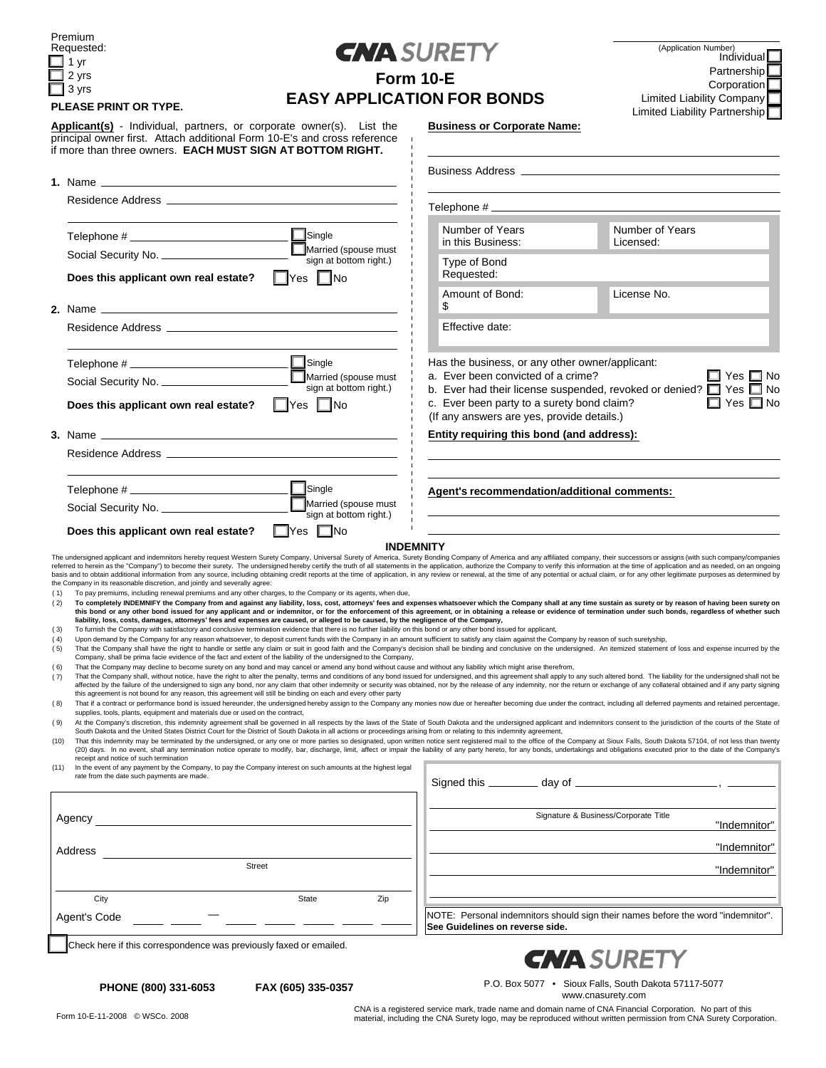Premium Requested:
☐ 1 yr
☐ 2 yrs
☐ 3 yrs

**PLEASE PRINT OR TYPE.**

# CNA SURETY

## Form 10-E
## EASY APPLICATION FOR BONDS

(Application Number)

Individual ☐
Partnership ☐
Corporation ☐
Limited Liability Company ☐
Limited Liability Partnership ☐

**Applicant(s)** - Individual, partners, or corporate owner(s). List the principal owner first. Attach additional Form 10-E's and cross reference if more than three owners. **EACH MUST SIGN AT BOTTOM RIGHT.**

**1.** Name

Residence Address

Telephone # ☐ Single

Social Security No. ☐ Married (spouse must sign at bottom right.)

**Does this applicant own real estate?** ☐ Yes ☐ No

**2.** Name

Residence Address

Telephone # ☐ Single

Social Security No. ☐ Married (spouse must sign at bottom right.)

**Does this applicant own real estate?** ☐ Yes ☐ No

**3.** Name

Residence Address

Telephone # ☐ Single

Social Security No. ☐ Married (spouse must sign at bottom right.)

**Does this applicant own real estate?** ☐ Yes ☐ No

**Business or Corporate Name:**

Business Address

Telephone #

| | |
|---|---|
| Number of Years in this Business: | Number of Years Licensed: |
| Type of Bond Requested: | |
| Amount of Bond: $ | License No. |
| Effective date: | |

Has the business, or any other owner/applicant:

a. Ever been convicted of a crime? ☐ Yes ☐ No

b. Ever had their license suspended, revoked or denied? ☐ Yes ☐ No

c. Ever been party to a surety bond claim? ☐ Yes ☐ No

(If any answers are yes, provide details.)

**Entity requiring this bond (and address):**

**Agent's recommendation/additional comments:**

### INDEMNITY

The undersigned applicant and indemnitors hereby request Western Surety Company, Universal Surety of America, Surety Bonding Company of America and any affiliated company, their successors or assigns (with such company/companies referred to herein as the "Company") to become their surety. The undersigned hereby certify the truth of all statements in the application, authorize the Company to verify this information at the time of application and as needed, on an ongoing basis and to obtain additional information from any source, including obtaining credit reports at the time of application, in any review or renewal, at the time of any potential or actual claim, or for any other legitimate purposes as determined by the Company in its reasonable discretion, and jointly and severally agree:

(1) To pay premiums, including renewal premiums and any other charges, to the Company or its agents, when due,

(2) **To completely INDEMNIFY the Company from and against any liability, loss, cost, attorneys' fees and expenses whatsoever which the Company shall at any time sustain as surety or by reason of having been surety on this bond or any other bond issued for any applicant and or indemnitor, or for the enforcement of this agreement, or in obtaining a release or evidence of termination under such bonds, regardless of whether such liability, loss, costs, damages, attorneys' fees and expenses are caused, or alleged to be caused, by the negligence of the Company,**

(3) To furnish the Company with satisfactory and conclusive termination evidence that there is no further liability on this bond or any other bond issued for applicant,

(4) Upon demand by the Company for any reason whatsoever, to deposit current funds with the Company in an amount sufficient to satisfy any claim against the Company by reason of such suretyship,

(5) That the Company shall have the right to handle or settle any claim or suit in good faith and the Company's decision shall be binding and conclusive on the undersigned. An itemized statement of loss and expense incurred by the Company, shall be prima facie evidence of the fact and extent of the liability of the undersigned to the Company,

(6) That the Company may decline to become surety on any bond and may cancel or amend any bond without cause and without any liability which might arise therefrom,

(7) That the Company shall, without notice, have the right to alter the penalty, terms and conditions of any bond issued for undersigned, and this agreement shall apply to any such altered bond. The liability for the undersigned shall not be affected by the failure of the undersigned to sign any bond, nor any claim that other indemnity or security was obtained, nor by the release of any indemnity, nor the return or exchange of any collateral obtained and if any party signing this agreement is not bound for any reason, this agreement will still be binding on each and every other party

(8) That if a contract or performance bond is issued hereunder, the undersigned hereby assign to the Company any monies now due or hereafter becoming due under the contract, including all deferred payments and retained percentage, supplies, tools, plants, equipment and materials due or used on the contract,

(9) At the Company's discretion, this indemnity agreement shall be governed in all respects by the laws of the State of South Dakota and the undersigned applicant and indemnitors consent to the jurisdiction of the courts of the State of South Dakota and the United States District Court for the District of South Dakota in all actions or proceedings arising from or relating to this indemnity agreement,

(10) That this indemnity may be terminated by the undersigned, or any one or more parties so designated, upon written notice sent registered mail to the office of the Company at Sioux Falls, South Dakota 57104, of not less than twenty (20) days. In no event, shall any termination notice operate to modify, bar, discharge, limit, affect or impair the liability of any party hereto, for any bonds, undertakings and obligations executed prior to the date of the Company's receipt and notice of such termination

(11) In the event of any payment by the Company, to pay the Company interest on such amounts at the highest legal rate from the date such payments are made.

Agency

Address
Street

City State Zip

Agent's Code — 

☐ Check here if this correspondence was previously faxed or emailed.

Signed this ________ day of ____________________, ________

Signature & Business/Corporate Title "Indemnitor"

"Indemnitor"

"Indemnitor"

NOTE: Personal indemnitors should sign their names before the word "indemnitor". **See Guidelines on reverse side.**

**PHONE (800) 331-6053** **FAX (605) 335-0357**

CNA SURETY

P.O. Box 5077 • Sioux Falls, South Dakota 57117-5077
www.cnasurety.com

Form 10-E-11-2008 © WSCo. 2008

CNA is a registered service mark, trade name and domain name of CNA Financial Corporation. No part of this material, including the CNA Surety logo, may be reproduced without written permission from CNA Surety Corporation.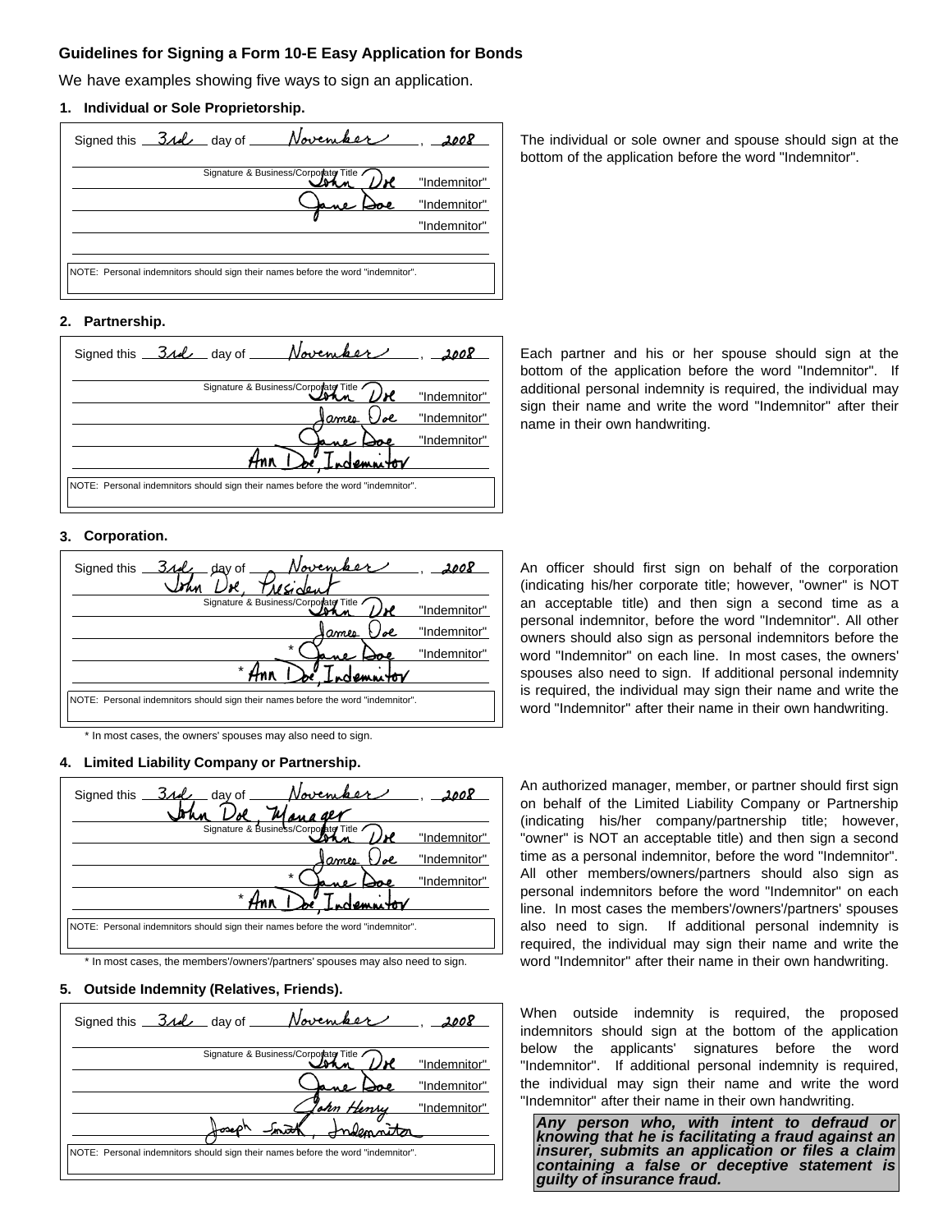## Guidelines for Signing a Form 10-E Easy Application for Bonds

We have examples showing five ways to sign an application.

### 1. Individual or Sole Proprietorship.

Signed this 3rd day of November, 2008

Signature & Business/Corporate Title

John Doe "Indemnitor"

Jane Doe "Indemnitor"

"Indemnitor"

NOTE: Personal indemnitors should sign their names before the word "indemnitor".

The individual or sole owner and spouse should sign at the bottom of the application before the word "Indemnitor".

### 2. Partnership.

Signed this 3rd day of November, 2008

Signature & Business/Corporate Title

John Doe "Indemnitor"

James Doe "Indemnitor"

Jane Doe "Indemnitor"

Ann Doe, Indemnitor

NOTE: Personal indemnitors should sign their names before the word "indemnitor".

Each partner and his or her spouse should sign at the bottom of the application before the word "Indemnitor". If additional personal indemnity is required, the individual may sign their name and write the word "Indemnitor" after their name in their own handwriting.

### 3. Corporation.

Signed this 3rd day of November, 2008

John Doe, President

Signature & Business/Corporate Title

John Doe "Indemnitor"

James Doe "Indemnitor"

* Jane Doe "Indemnitor"

* Ann Doe, Indemnitor

NOTE: Personal indemnitors should sign their names before the word "indemnitor".

* In most cases, the owners' spouses may also need to sign.

An officer should first sign on behalf of the corporation (indicating his/her corporate title; however, "owner" is NOT an acceptable title) and then sign a second time as a personal indemnitor, before the word "Indemnitor". All other owners should also sign as personal indemnitors before the word "Indemnitor" on each line. In most cases, the owners' spouses also need to sign. If additional personal indemnity is required, the individual may sign their name and write the word "Indemnitor" after their name in their own handwriting.

### 4. Limited Liability Company or Partnership.

Signed this 3rd day of November, 2008

John Doe, Manager

Signature & Business/Corporate Title

John Doe "Indemnitor"

James Doe "Indemnitor"

* Jane Doe "Indemnitor"

* Ann Doe, Indemnitor

NOTE: Personal indemnitors should sign their names before the word "indemnitor".

* In most cases, the members'/owners'/partners' spouses may also need to sign.

An authorized manager, member, or partner should first sign on behalf of the Limited Liability Company or Partnership (indicating his/her company/partnership title; however, "owner" is NOT an acceptable title) and then sign a second time as a personal indemnitor, before the word "Indemnitor". All other members/owners/partners should also sign as personal indemnitors before the word "Indemnitor" on each line. In most cases the members'/owners'/partners' spouses also need to sign. If additional personal indemnity is required, the individual may sign their name and write the word "Indemnitor" after their name in their own handwriting.

### 5. Outside Indemnity (Relatives, Friends).

Signed this 3rd day of November, 2008

Signature & Business/Corporate Title

John Doe "Indemnitor"

Jane Doe "Indemnitor"

John Henry "Indemnitor"

Joseph Smith, Indemnitor

NOTE: Personal indemnitors should sign their names before the word "indemnitor".

When outside indemnity is required, the proposed indemnitors should sign at the bottom of the application below the applicants' signatures before the word "Indemnitor". If additional personal indemnity is required, the individual may sign their name and write the word "Indemnitor" after their name in their own handwriting.

***Any person who, with intent to defraud or knowing that he is facilitating a fraud against an insurer, submits an application or files a claim containing a false or deceptive statement is guilty of insurance fraud.***